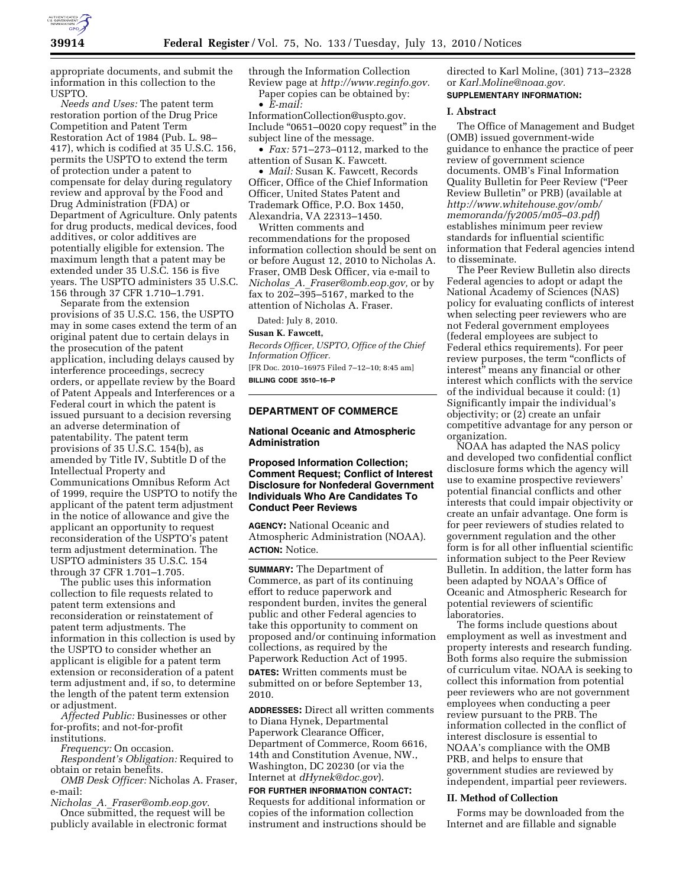appropriate documents, and submit the information in this collection to the USPTO.

*Needs and Uses:* The patent term restoration portion of the Drug Price Competition and Patent Term Restoration Act of 1984 (Pub. L. 98–417), which is codified at 35 U.S.C. 156, permits the USPTO to extend the term of protection under a patent to compensate for delay during regulatory review and approval by the Food and Drug Administration (FDA) or Department of Agriculture. Only patents for drug products, medical devices, food additives, or color additives are potentially eligible for extension. The maximum length that a patent may be extended under 35 U.S.C. 156 is five years. The USPTO administers 35 U.S.C. 156 through 37 CFR 1.710–1.791.

Separate from the extension provisions of 35 U.S.C. 156, the USPTO may in some cases extend the term of an original patent due to certain delays in the prosecution of the patent application, including delays caused by interference proceedings, secrecy orders, or appellate review by the Board of Patent Appeals and Interferences or a Federal court in which the patent is issued pursuant to a decision reversing an adverse determination of patentability. The patent term provisions of 35 U.S.C. 154(b), as amended by Title IV, Subtitle D of the Intellectual Property and Communications Omnibus Reform Act of 1999, require the USPTO to notify the applicant of the patent term adjustment in the notice of allowance and give the applicant an opportunity to request reconsideration of the USPTO's patent term adjustment determination. The USPTO administers 35 U.S.C. 154 through 37 CFR 1.701–1.705.

The public uses this information collection to file requests related to patent term extensions and reconsideration or reinstatement of patent term adjustments. The information in this collection is used by the USPTO to consider whether an applicant is eligible for a patent term extension or reconsideration of a patent term adjustment and, if so, to determine the length of the patent term extension or adjustment.

*Affected Public:* Businesses or other for-profits; and not-for-profit institutions.

*Frequency:* On occasion.

*Respondent's Obligation:* Required to obtain or retain benefits.

*OMB Desk Officer:* Nicholas A. Fraser, e-mail: *Nicholas_A._Fraser@omb.eop.gov.*

Once submitted, the request will be publicly available in electronic format through the Information Collection Review page at *http://www.reginfo.gov.*

Paper copies can be obtained by:

- *E-mail:* InformationCollection@uspto.gov. Include "0651–0020 copy request" in the subject line of the message.
- *Fax:* 571–273–0112, marked to the attention of Susan K. Fawcett.
- *Mail:* Susan K. Fawcett, Records Officer, Office of the Chief Information Officer, United States Patent and Trademark Office, P.O. Box 1450, Alexandria, VA 22313–1450.

Written comments and recommendations for the proposed information collection should be sent on or before August 12, 2010 to Nicholas A. Fraser, OMB Desk Officer, via e-mail to *Nicholas_A._Fraser@omb.eop.gov,* or by fax to 202–395–5167, marked to the attention of Nicholas A. Fraser.

Dated: July 8, 2010.

**Susan K. Fawcett,**

*Records Officer, USPTO, Office of the Chief Information Officer.*

[FR Doc. 2010–16975 Filed 7–12–10; 8:45 am]

**BILLING CODE 3510–16–P**

## DEPARTMENT OF COMMERCE

### National Oceanic and Atmospheric Administration

### Proposed Information Collection; Comment Request; Conflict of Interest Disclosure for Nonfederal Government Individuals Who Are Candidates To Conduct Peer Reviews

**AGENCY:** National Oceanic and Atmospheric Administration (NOAA).

**ACTION:** Notice.

**SUMMARY:** The Department of Commerce, as part of its continuing effort to reduce paperwork and respondent burden, invites the general public and other Federal agencies to take this opportunity to comment on proposed and/or continuing information collections, as required by the Paperwork Reduction Act of 1995.

**DATES:** Written comments must be submitted on or before September 13, 2010.

**ADDRESSES:** Direct all written comments to Diana Hynek, Departmental Paperwork Clearance Officer, Department of Commerce, Room 6616, 14th and Constitution Avenue, NW., Washington, DC 20230 (or via the Internet at *dHynek@doc.gov*).

**FOR FURTHER INFORMATION CONTACT:** Requests for additional information or copies of the information collection instrument and instructions should be directed to Karl Moline, (301) 713–2328 or *Karl.Moline@noaa.gov.*

**SUPPLEMENTARY INFORMATION:**

#### I. Abstract

The Office of Management and Budget (OMB) issued government-wide guidance to enhance the practice of peer review of government science documents. OMB's Final Information Quality Bulletin for Peer Review ("Peer Review Bulletin" or PRB) (available at *http://www.whitehouse.gov/omb/memoranda/fy2005/m05–03.pdf*) establishes minimum peer review standards for influential scientific information that Federal agencies intend to disseminate.

The Peer Review Bulletin also directs Federal agencies to adopt or adapt the National Academy of Sciences (NAS) policy for evaluating conflicts of interest when selecting peer reviewers who are not Federal government employees (federal employees are subject to Federal ethics requirements). For peer review purposes, the term "conflicts of interest" means any financial or other interest which conflicts with the service of the individual because it could: (1) Significantly impair the individual's objectivity; or (2) create an unfair competitive advantage for any person or organization.

NOAA has adapted the NAS policy and developed two confidential conflict disclosure forms which the agency will use to examine prospective reviewers' potential financial conflicts and other interests that could impair objectivity or create an unfair advantage. One form is for peer reviewers of studies related to government regulation and the other form is for all other influential scientific information subject to the Peer Review Bulletin. In addition, the latter form has been adapted by NOAA's Office of Oceanic and Atmospheric Research for potential reviewers of scientific laboratories.

The forms include questions about employment as well as investment and property interests and research funding. Both forms also require the submission of curriculum vitae. NOAA is seeking to collect this information from potential peer reviewers who are not government employees when conducting a peer review pursuant to the PRB. The information collected in the conflict of interest disclosure is essential to NOAA's compliance with the OMB PRB, and helps to ensure that government studies are reviewed by independent, impartial peer reviewers.

#### II. Method of Collection

Forms may be downloaded from the Internet and are fillable and signable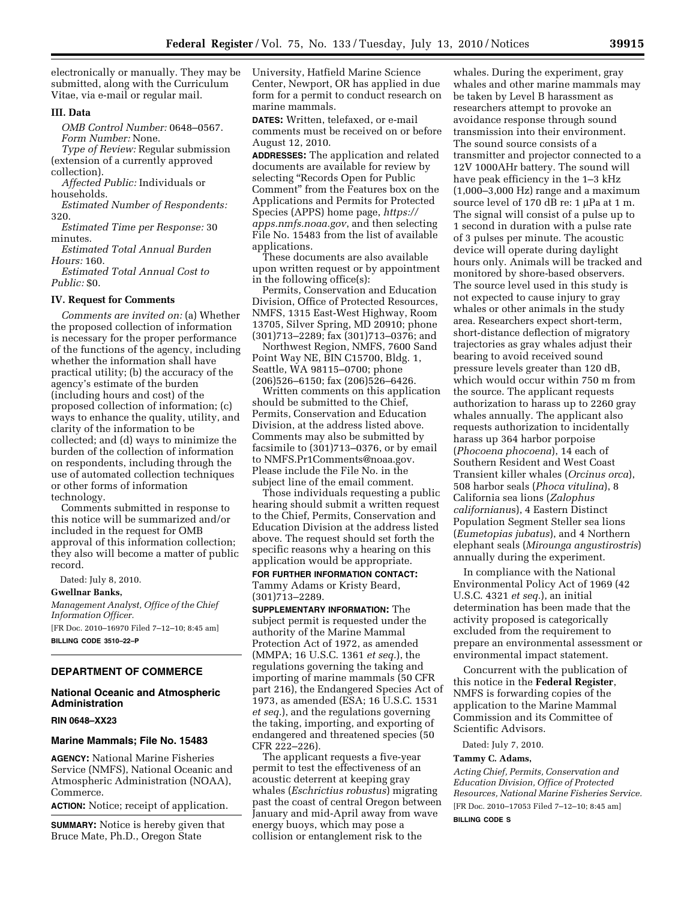electronically or manually. They may be submitted, along with the Curriculum Vitae, via e-mail or regular mail.

## III. Data

*OMB Control Number:* 0648–0567.

*Form Number:* None.

*Type of Review:* Regular submission (extension of a currently approved collection).

*Affected Public:* Individuals or households.

*Estimated Number of Respondents:* 320.

*Estimated Time per Response:* 30 minutes.

*Estimated Total Annual Burden Hours:* 160.

*Estimated Total Annual Cost to Public:* $0.

## IV. Request for Comments

*Comments are invited on:* (a) Whether the proposed collection of information is necessary for the proper performance of the functions of the agency, including whether the information shall have practical utility; (b) the accuracy of the agency's estimate of the burden (including hours and cost) of the proposed collection of information; (c) ways to enhance the quality, utility, and clarity of the information to be collected; and (d) ways to minimize the burden of the collection of information on respondents, including through the use of automated collection techniques or other forms of information technology.

Comments submitted in response to this notice will be summarized and/or included in the request for OMB approval of this information collection; they also will become a matter of public record.

Dated: July 8, 2010.

**Gwellnar Banks,**

*Management Analyst, Office of the Chief Information Officer.*

[FR Doc. 2010–16970 Filed 7–12–10; 8:45 am]

**BILLING CODE 3510–22–P**

---

# DEPARTMENT OF COMMERCE

## National Oceanic and Atmospheric Administration

### RIN 0648–XX23

## Marine Mammals; File No. 15483

**AGENCY:** National Marine Fisheries Service (NMFS), National Oceanic and Atmospheric Administration (NOAA), Commerce.

**ACTION:** Notice; receipt of application.

**SUMMARY:** Notice is hereby given that Bruce Mate, Ph.D., Oregon State University, Hatfield Marine Science Center, Newport, OR has applied in due form for a permit to conduct research on marine mammals.

**DATES:** Written, telefaxed, or e-mail comments must be received on or before August 12, 2010.

**ADDRESSES:** The application and related documents are available for review by selecting "Records Open for Public Comment" from the Features box on the Applications and Permits for Protected Species (APPS) home page, *https://apps.nmfs.noaa.gov*, and then selecting File No. 15483 from the list of available applications.

These documents are also available upon written request or by appointment in the following office(s):

Permits, Conservation and Education Division, Office of Protected Resources, NMFS, 1315 East-West Highway, Room 13705, Silver Spring, MD 20910; phone (301)713–2289; fax (301)713–0376; and

Northwest Region, NMFS, 7600 Sand Point Way NE, BIN C15700, Bldg. 1, Seattle, WA 98115–0700; phone (206)526–6150; fax (206)526–6426.

Written comments on this application should be submitted to the Chief, Permits, Conservation and Education Division, at the address listed above. Comments may also be submitted by facsimile to (301)713–0376, or by email to NMFS.Pr1Comments@noaa.gov. Please include the File No. in the subject line of the email comment.

Those individuals requesting a public hearing should submit a written request to the Chief, Permits, Conservation and Education Division at the address listed above. The request should set forth the specific reasons why a hearing on this application would be appropriate.

**FOR FURTHER INFORMATION CONTACT:** Tammy Adams or Kristy Beard, (301)713–2289.

**SUPPLEMENTARY INFORMATION:** The subject permit is requested under the authority of the Marine Mammal Protection Act of 1972, as amended (MMPA; 16 U.S.C. 1361 *et seq.*), the regulations governing the taking and importing of marine mammals (50 CFR part 216), the Endangered Species Act of 1973, as amended (ESA; 16 U.S.C. 1531 *et seq.*), and the regulations governing the taking, importing, and exporting of endangered and threatened species (50 CFR 222–226).

The applicant requests a five-year permit to test the effectiveness of an acoustic deterrent at keeping gray whales (*Eschrictius robustus*) migrating past the coast of central Oregon between January and mid-April away from wave energy buoys, which may pose a collision or entanglement risk to the whales. During the experiment, gray whales and other marine mammals may be taken by Level B harassment as researchers attempt to provoke an avoidance response through sound transmission into their environment. The sound source consists of a transmitter and projector connected to a 12V 1000AHr battery. The sound will have peak efficiency in the 1–3 kHz (1,000–3,000 Hz) range and a maximum source level of 170 dB re: 1 μPa at 1 m. The signal will consist of a pulse up to 1 second in duration with a pulse rate of 3 pulses per minute. The acoustic device will operate during daylight hours only. Animals will be tracked and monitored by shore-based observers. The source level used in this study is not expected to cause injury to gray whales or other animals in the study area. Researchers expect short-term, short-distance deflection of migratory trajectories as gray whales adjust their bearing to avoid received sound pressure levels greater than 120 dB, which would occur within 750 m from the source. The applicant requests authorization to harass up to 2260 gray whales annually. The applicant also requests authorization to incidentally harass up 364 harbor porpoise (*Phocoena phocoena*), 14 each of Southern Resident and West Coast Transient killer whales (*Orcinus orca*), 508 harbor seals (*Phoca vitulina*), 8 California sea lions (*Zalophus californianus*), 4 Eastern Distinct Population Segment Steller sea lions (*Eumetopias jubatus*), and 4 Northern elephant seals (*Mirounga angustirostris*) annually during the experiment.

In compliance with the National Environmental Policy Act of 1969 (42 U.S.C. 4321 *et seq.*), an initial determination has been made that the activity proposed is categorically excluded from the requirement to prepare an environmental assessment or environmental impact statement.

Concurrent with the publication of this notice in the **Federal Register**, NMFS is forwarding copies of the application to the Marine Mammal Commission and its Committee of Scientific Advisors.

Dated: July 7, 2010.

**Tammy C. Adams,**

*Acting Chief, Permits, Conservation and Education Division, Office of Protected Resources, National Marine Fisheries Service.*

[FR Doc. 2010–17053 Filed 7–12–10; 8:45 am]

**BILLING CODE S**